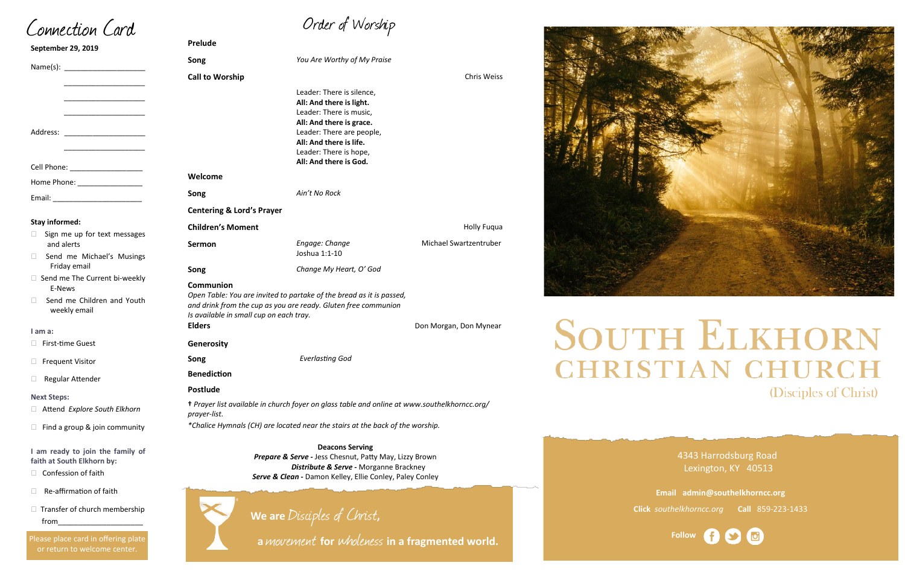# Connection Card

**September 29, 2019**

Name(s): ____________________

____________________

____________________

____________________

Address: ____________________

____________________

Cell Phone: _________________

Home Phone: _______________

Email: _____________________

**Stay informed:**

- ☐ Sign me up for text messages and alerts
- ☐ Send me Michael's Musings Friday email
- ☐ Send me The Current bi-weekly E-News
- ☐ Send me Children and Youth weekly email

**I am a:**

- ☐ First-time Guest
- ☐ Frequent Visitor
- ☐ Regular Attender

**Next Steps:**

- ☐ Attend *Explore South Elkhorn*
- ☐ Find a group & join community

**I am ready to join the family of faith at South Elkhorn by:**

- ☐ Confession of faith
- ☐ Re-affirmation of faith
- ☐ Transfer of church membership from____________________

Please place card in offering plate or return to welcome center.

# Order of Worship

**Prelude**

**Song** — *You Are Worthy of My Praise*

**Call to Worship** — Chris Weiss

Leader: There is silence,
**All: And there is light.**
Leader: There is music,
**All: And there is grace.**
Leader: There are people,
**All: And there is life.**
Leader: There is hope,
**All: And there is God.**

**Welcome**

**Song** — *Ain't No Rock*

**Centering & Lord's Prayer**

**Children's Moment** — Holly Fuqua

**Sermon** — *Engage: Change* — Joshua 1:1-10 — Michael Swartzentruber

**Song** — *Change My Heart, O' God*

**Communion**

*Open Table: You are invited to partake of the bread as it is passed, and drink from the cup as you are ready. Gluten free communion Is available in small cup on each tray.*

**Elders** — Don Morgan, Don Mynear

**Generosity**

**Song** — *Everlasting God*

**Benediction**

**Postlude**

*† Prayer list available in church foyer on glass table and online at www.southelkhorncc.org/prayer-list.*

*\*Chalice Hymnals (CH) are located near the stairs at the back of the worship.*

**Deacons Serving**

***Prepare & Serve -*** Jess Chesnut, Patty May, Lizzy Brown
***Distribute & Serve -*** Morganne Brackney
***Serve & Clean -*** Damon Kelley, Ellie Conley, Paley Conley

**We are** *Disciples of Christ*,
a *movement* **for** *wholeness* **in a fragmented world.**

# SOUTH ELKHORN CHRISTIAN CHURCH

(Disciples of Christ)

4343 Harrodsburg Road
Lexington, KY 40513

**Email** **admin@southelkhorncc.org**

**Click** *southelkhorncc.org* **Call** 859-223-1433

**Follow**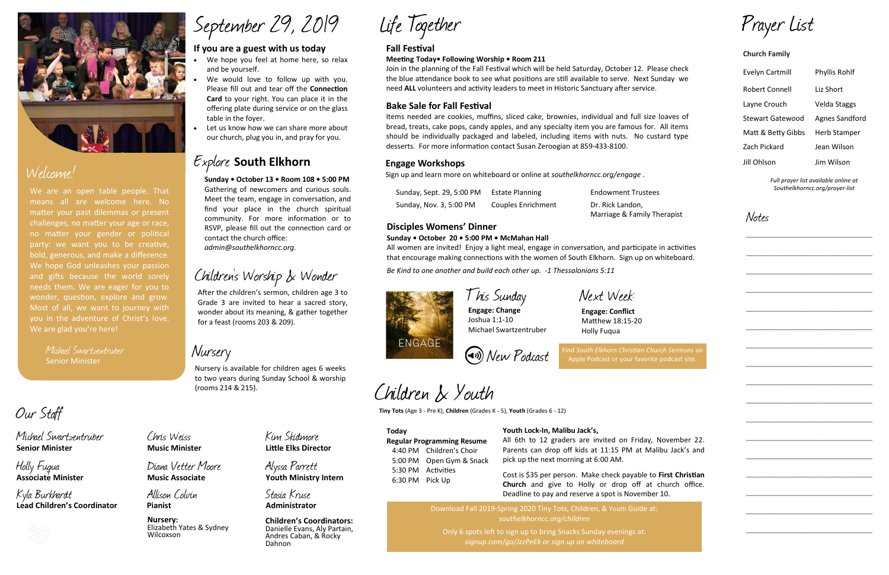# Welcome!

We are an open table people. That means all are welcome here. No matter your past dilemmas or present challenges, no matter your age or race, no matter your gender or political party: we want you to be creative, bold, generous, and make a difference. We hope God unleashes your passion and gifts because the world sorely needs them. We are eager for you to wonder, question, explore and grow. Most of all, we want to journey with you in the adventure of Christ's love. We are glad you're here!

Michael Swartzentruber
Senior Minister

# September 29, 2019

### If you are a guest with us today

- We hope you feel at home here, so relax and be yourself.
- We would love to follow up with you. Please fill out and tear off the **Connection Card** to your right. You can place it in the offering plate during service or on the glass table in the foyer.
- Let us know how we can share more about our church, plug you in, and pray for you.

## Explore South Elkhorn

**Sunday • October 13 • Room 108 • 5:00 PM**
Gathering of newcomers and curious souls. Meet the team, engage in conversation, and find your place in the church spiritual community. For more information or to RSVP, please fill out the connection card or contact the church office:
*admin@southelkhorncc.org.*

## Children's Worship & Wonder

After the children's sermon, children age 3 to Grade 3 are invited to hear a sacred story, wonder about its meaning, & gather together for a feast (rooms 203 & 209).

## Nursery

Nursery is available for children ages 6 weeks to two years during Sunday School & worship (rooms 214 & 215).

## Our Staff

Michael Swartzentruber
**Senior Minister**

Holly Fuqua
**Associate Minister**

Kyla Burkhardt
**Lead Children's Coordinator**

Chris Weiss
**Music Minister**

Diana Vetter Moore
**Music Associate**

Allison Colvin
**Pianist**

**Nursery:**
Elizabeth Yates & Sydney Wilcoxson

Kim Skidmore
**Little Elks Director**

Alyssa Parrett
**Youth Ministry Intern**

Stasia Kruse
**Administrator**

**Children's Coordinators:**
Danielle Evans, Aly Partain, Andres Caban, & Rocky Dahnon

# Life Together

### Fall Festival

**Meeting Today• Following Worship • Room 211**
Join in the planning of the Fall Festival which will be held Saturday, October 12. Please check the blue attendance book to see what positions are still available to serve. Next Sunday we need **ALL** volunteers and activity leaders to meet in Historic Sanctuary after service.

### Bake Sale for Fall Festival

Items needed are cookies, muffins, sliced cake, brownies, individual and full size loaves of bread, treats, cake pops, candy apples, and any specialty item you are famous for. All items should be individually packaged and labeled, including items with nuts. No custard type desserts. For more information contact Susan Zeroogian at 859-433-8100.

### Engage Workshops

Sign up and learn more on whiteboard or online at *southelkhorncc.org/engage* .

| | | |
|---|---|---|
| Sunday, Sept. 29, 5:00 PM | Estate Planning | Endowment Trustees |
| Sunday, Nov. 3, 5:00 PM | Couples Enrichment | Dr. Rick Landon, Marriage & Family Therapist |

### Disciples Womens' Dinner

**Sunday • October 20 • 5:00 PM • McMahan Hall**
All women are invited! Enjoy a light meal, engage in conversation, and participate in activities that encourage making connections with the women of South Elkhorn. Sign up on whiteboard.

*Be Kind to one another and build each other up. -1 Thessalonians 5:11*

ENGAGE

**This Sunday**
**Engage: Change**
Joshua 1:1-10
Michael Swartzentruber

**Next Week:**
**Engage: Conflict**
Matthew 18:15-20
Holly Fuqua

**New Podcast**
Find *South Elkhorn Christian Church Sermons* on Apple Podcast or your favorite podcast site.

# Children & Youth

**Tiny Tots** (Age 3 - Pre K), **Children** (Grades K - 5), **Youth** (Grades 6 - 12)

**Today**
**Regular Programming Resume**

| | |
|---|---|
| 4:40 PM | Children's Choir |
| 5:00 PM | Open Gym & Snack |
| 5:30 PM | Activities |
| 6:30 PM | Pick Up |

**Youth Lock-In, Malibu Jack's,**
All 6th to 12 graders are invited on Friday, November 22. Parents can drop off kids at 11:15 PM at Malibu Jack's and pick up the next morning at 6:00 AM.

Cost is $35 per person. Make check payable to **First Christian Church** and give to Holly or drop off at church office. Deadline to pay and reserve a spot is November 10.

Download Fall 2019-Spring 2020 Tiny Tots, Children, & Youth Guide at: *southelkhorncc.org/children*

Only 6 spots left to sign up to bring Snacks Sunday evenings at: *signup.com/go/JzzPeEk or sign up on whiteboard*

# Prayer List

**Church Family**

| | |
|---|---|
| Evelyn Cartmill | Phyllis Rohlf |
| Robert Connell | Liz Short |
| Layne Crouch | Velda Staggs |
| Stewart Gatewood | Agnes Sandford |
| Matt & Betty Gibbs | Herb Stamper |
| Zach Pickard | Jean Wilson |
| Jill Ohlson | Jim Wilson |

*Full prayer list available online at Southelkhorncc.org/prayer-list*

## Notes